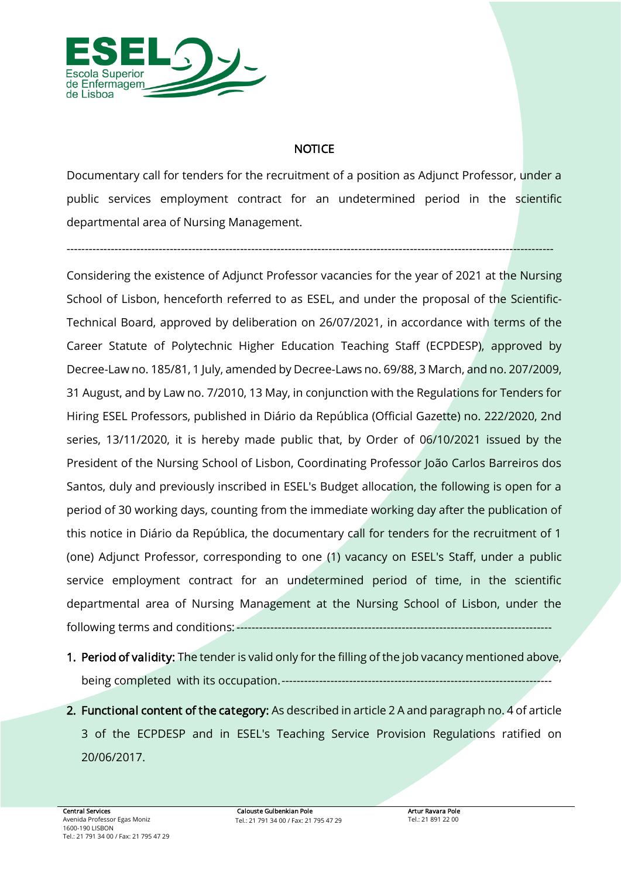# NOTICE

Documentary call for tenders for the recruitment of a position as Adjunct Professor, under a public services employment contract for an undetermined period in the scientific departmental area of Nursing Management.

---

Considering the existence of Adjunct Professor vacancies for the year of 2021 at the Nursing School of Lisbon, henceforth referred to as ESEL, and under the proposal of the Scientific-Technical Board, approved by deliberation on 26/07/2021, in accordance with terms of the Career Statute of Polytechnic Higher Education Teaching Staff (ECPDESP), approved by Decree-Law no. 185/81, 1 July, amended by Decree-Laws no. 69/88, 3 March, and no. 207/2009, 31 August, and by Law no. 7/2010, 13 May, in conjunction with the Regulations for Tenders for Hiring ESEL Professors, published in Diário da República (Official Gazette) no. 222/2020, 2nd series, 13/11/2020, it is hereby made public that, by Order of 06/10/2021 issued by the President of the Nursing School of Lisbon, Coordinating Professor João Carlos Barreiros dos Santos, duly and previously inscribed in ESEL's Budget allocation, the following is open for a period of 30 working days, counting from the immediate working day after the publication of this notice in Diário da República, the documentary call for tenders for the recruitment of 1 (one) Adjunct Professor, corresponding to one (1) vacancy on ESEL's Staff, under a public service employment contract for an undetermined period of time, in the scientific departmental area of Nursing Management at the Nursing School of Lisbon, under the following terms and conditions: ----------------------------------------------------------------------------------

1. **Period of validity:** The tender is valid only for the filling of the job vacancy mentioned above, being completed with its occupation.-----------------------------------------------------------------------
2. **Functional content of the category:** As described in article 2 A and paragraph no. 4 of article 3 of the ECPDESP and in ESEL's Teaching Service Provision Regulations ratified on 20/06/2017.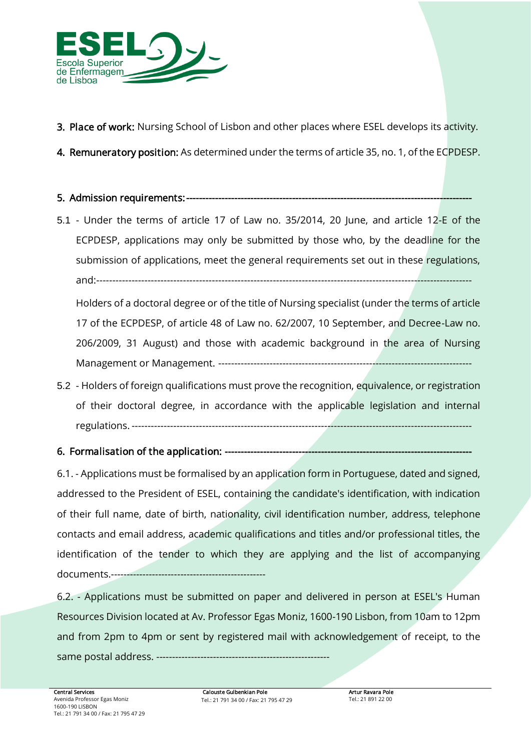3. **Place of work:** Nursing School of Lisbon and other places where ESEL develops its activity.

4. **Remuneratory position:** As determined under the terms of article 35, no. 1, of the ECPDESP.

5. **Admission requirements:**---------------------------------------------------------------------------------------

5.1 - Under the terms of article 17 of Law no. 35/2014, 20 June, and article 12-E of the ECPDESP, applications may only be submitted by those who, by the deadline for the submission of applications, meet the general requirements set out in these regulations, and:--------------------------------------------------------------------------------------------------------------------

Holders of a doctoral degree or of the title of Nursing specialist (under the terms of article 17 of the ECPDESP, of article 48 of Law no. 62/2007, 10 September, and Decree-Law no. 206/2009, 31 August) and those with academic background in the area of Nursing Management or Management. ------------------------------------------------------------------------------

5.2 - Holders of foreign qualifications must prove the recognition, equivalence, or registration of their doctoral degree, in accordance with the applicable legislation and internal regulations. ----------------------------------------------------------------------------------------------------------

6. **Formalisation of the application:** ---------------------------------------------------------------------------

6.1. - Applications must be formalised by an application form in Portuguese, dated and signed, addressed to the President of ESEL, containing the candidate's identification, with indication of their full name, date of birth, nationality, civil identification number, address, telephone contacts and email address, academic qualifications and titles and/or professional titles, the identification of the tender to which they are applying and the list of accompanying documents.-------------------------------------------------

6.2. - Applications must be submitted on paper and delivered in person at ESEL's Human Resources Division located at Av. Professor Egas Moniz, 1600-190 Lisbon, from 10am to 12pm and from 2pm to 4pm or sent by registered mail with acknowledgement of receipt, to the same postal address. -------------------------------------------------------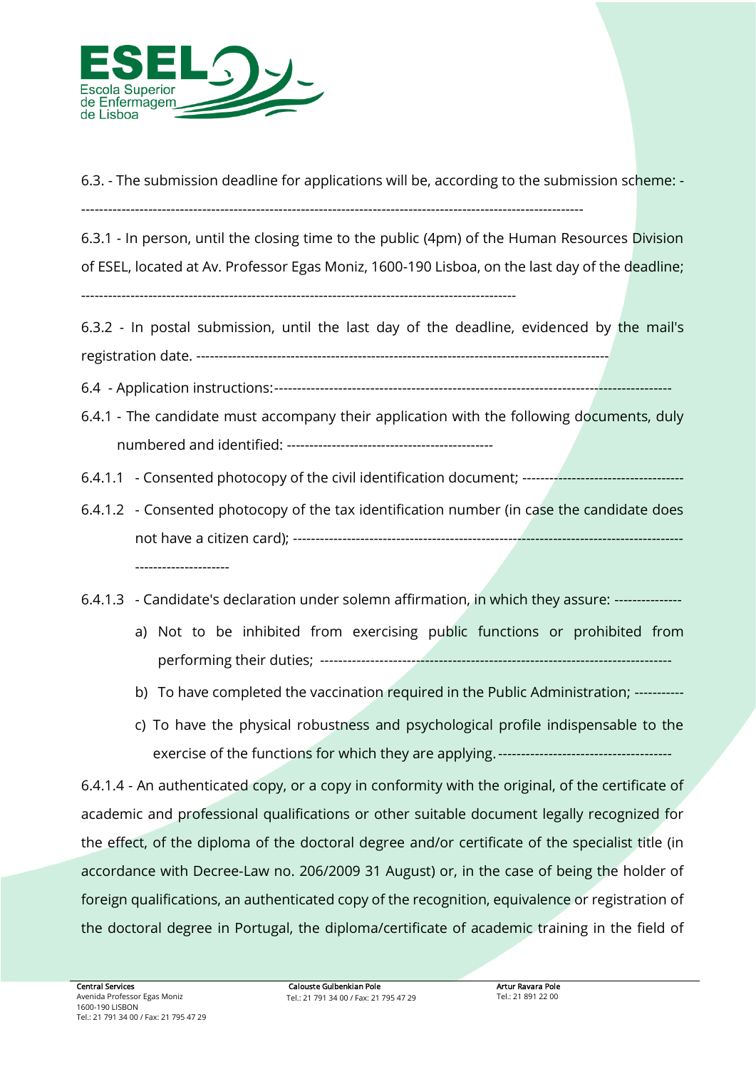6.3. - The submission deadline for applications will be, according to the submission scheme: -
-----------------------------------------------------------------------------------------------------------------

6.3.1 - In person, until the closing time to the public (4pm) of the Human Resources Division of ESEL, located at Av. Professor Egas Moniz, 1600-190 Lisboa, on the last day of the deadline;
-----------------------------------------------------------------------------------------------

6.3.2 - In postal submission, until the last day of the deadline, evidenced by the mail's registration date. ------------------------------------------------------------------------------------------

6.4 - Application instructions:------------------------------------------------------------------------------------

6.4.1 - The candidate must accompany their application with the following documents, duly numbered and identified: ---------------------------------------------

6.4.1.1 - Consented photocopy of the civil identification document; ------------------------------------

6.4.1.2 - Consented photocopy of the tax identification number (in case the candidate does not have a citizen card); ----------------------------------------------------------------------------------------------------------

6.4.1.3 - Candidate's declaration under solemn affirmation, in which they assure: --------------

a) Not to be inhibited from exercising public functions or prohibited from performing their duties; ---------------------------------------------------------------------------

b) To have completed the vaccination required in the Public Administration; ----------

c) To have the physical robustness and psychological profile indispensable to the exercise of the functions for which they are applying.-------------------------------------

6.4.1.4 - An authenticated copy, or a copy in conformity with the original, of the certificate of academic and professional qualifications or other suitable document legally recognized for the effect, of the diploma of the doctoral degree and/or certificate of the specialist title (in accordance with Decree-Law no. 206/2009 31 August) or, in the case of being the holder of foreign qualifications, an authenticated copy of the recognition, equivalence or registration of the doctoral degree in Portugal, the diploma/certificate of academic training in the field of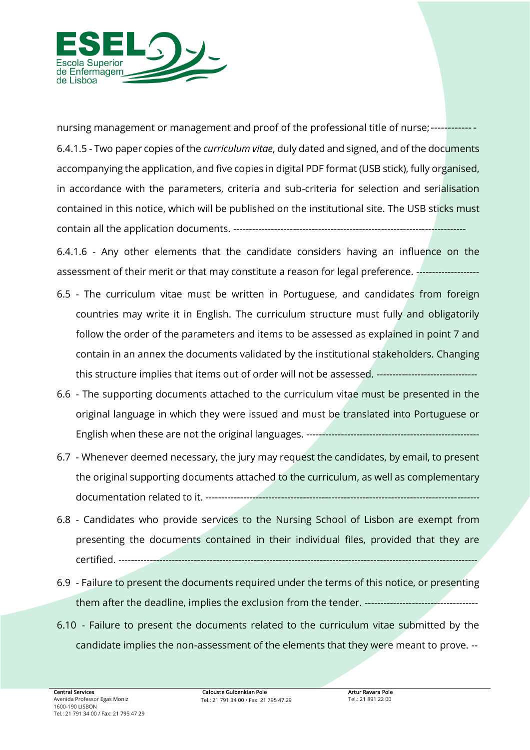nursing management or management and proof of the professional title of nurse; -------------

6.4.1.5 - Two paper copies of the *curriculum vitae*, duly dated and signed, and of the documents accompanying the application, and five copies in digital PDF format (USB stick), fully organised, in accordance with the parameters, criteria and sub-criteria for selection and serialisation contained in this notice, which will be published on the institutional site. The USB sticks must contain all the application documents. --------------------------------------------------------------------------

6.4.1.6 - Any other elements that the candidate considers having an influence on the assessment of their merit or that may constitute a reason for legal preference. -------------------

6.5 - The curriculum vitae must be written in Portuguese, and candidates from foreign countries may write it in English. The curriculum structure must fully and obligatorily follow the order of the parameters and items to be assessed as explained in point 7 and contain in an annex the documents validated by the institutional stakeholders. Changing this structure implies that items out of order will not be assessed. -------------------------------

6.6 - The supporting documents attached to the curriculum vitae must be presented in the original language in which they were issued and must be translated into Portuguese or English when these are not the original languages. -----------------------------------------------------

6.7 - Whenever deemed necessary, the jury may request the candidates, by email, to present the original supporting documents attached to the curriculum, as well as complementary documentation related to it. ---------------------------------------------------------------------------------

6.8 - Candidates who provide services to the Nursing School of Lisbon are exempt from presenting the documents contained in their individual files, provided that they are certified. ------------------------------------------------------------------------------------------------------------

6.9 - Failure to present the documents required under the terms of this notice, or presenting them after the deadline, implies the exclusion from the tender. -----------------------------------

6.10 - Failure to present the documents related to the curriculum vitae submitted by the candidate implies the non-assessment of the elements that they were meant to prove. --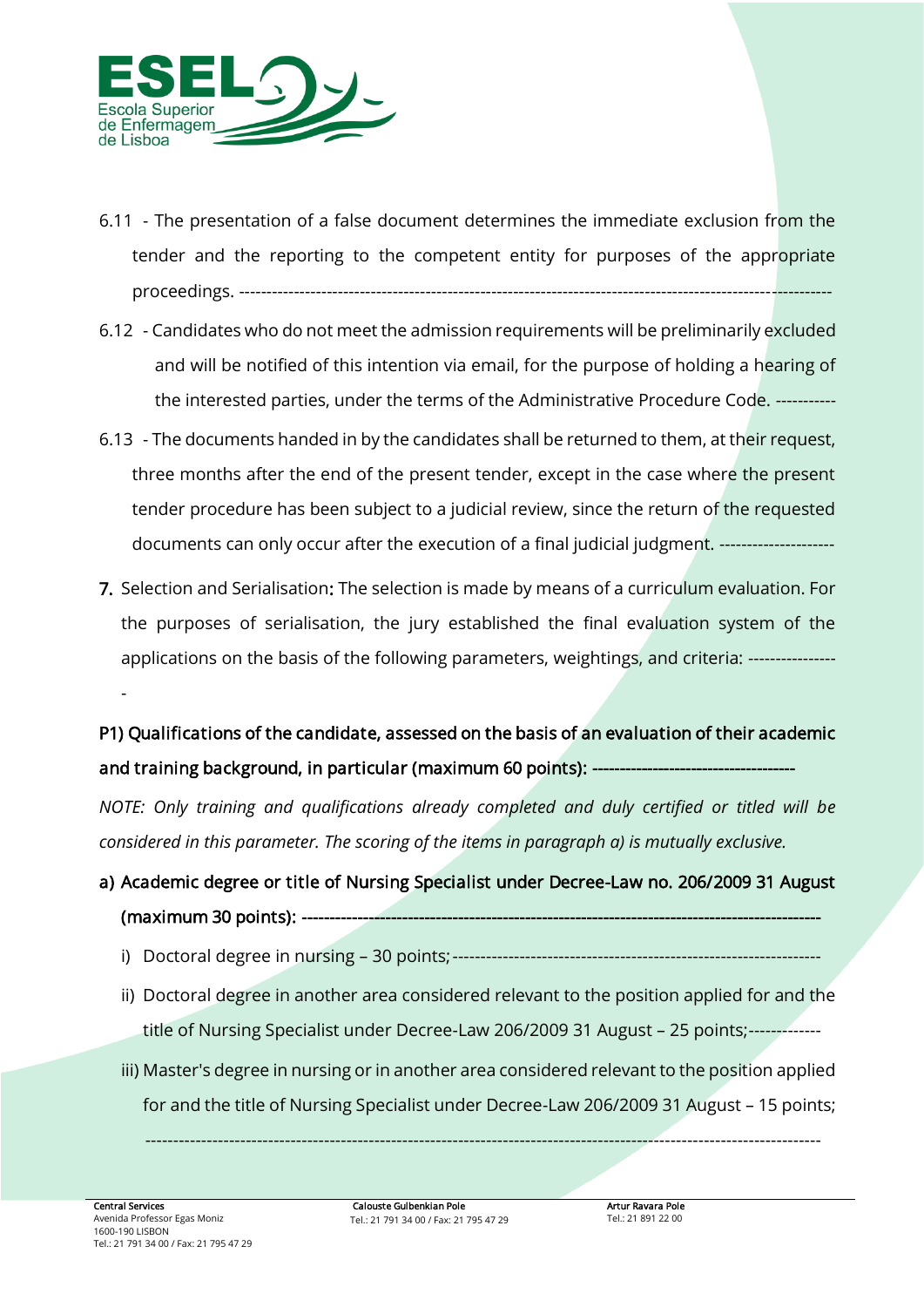6.11 - The presentation of a false document determines the immediate exclusion from the tender and the reporting to the competent entity for purposes of the appropriate proceedings. ----------------------------------------------------------------------------------------------------------

6.12 - Candidates who do not meet the admission requirements will be preliminarily excluded and will be notified of this intention via email, for the purpose of holding a hearing of the interested parties, under the terms of the Administrative Procedure Code. -----------

6.13 - The documents handed in by the candidates shall be returned to them, at their request, three months after the end of the present tender, except in the case where the present tender procedure has been subject to a judicial review, since the return of the requested documents can only occur after the execution of a final judicial judgment. ---------------------

**7.** Selection and Serialisation: The selection is made by means of a curriculum evaluation. For the purposes of serialisation, the jury established the final evaluation system of the applications on the basis of the following parameters, weightings, and criteria: ----------------

-

**P1) Qualifications of the candidate, assessed on the basis of an evaluation of their academic and training background, in particular (maximum 60 points):** ------------------------------------

*NOTE: Only training and qualifications already completed and duly certified or titled will be considered in this parameter. The scoring of the items in paragraph a) is mutually exclusive.*

a) Academic degree or title of Nursing Specialist under Decree-Law no. 206/2009 31 August (maximum 30 points): -------------------------------------------------------------------------------------------

   i) Doctoral degree in nursing – 30 points; -----------------------------------------------------------------

   ii) Doctoral degree in another area considered relevant to the position applied for and the title of Nursing Specialist under Decree-Law 206/2009 31 August – 25 points; -------------

   iii) Master's degree in nursing or in another area considered relevant to the position applied for and the title of Nursing Specialist under Decree-Law 206/2009 31 August – 15 points; ----------------------------------------------------------------------------------------------------------------------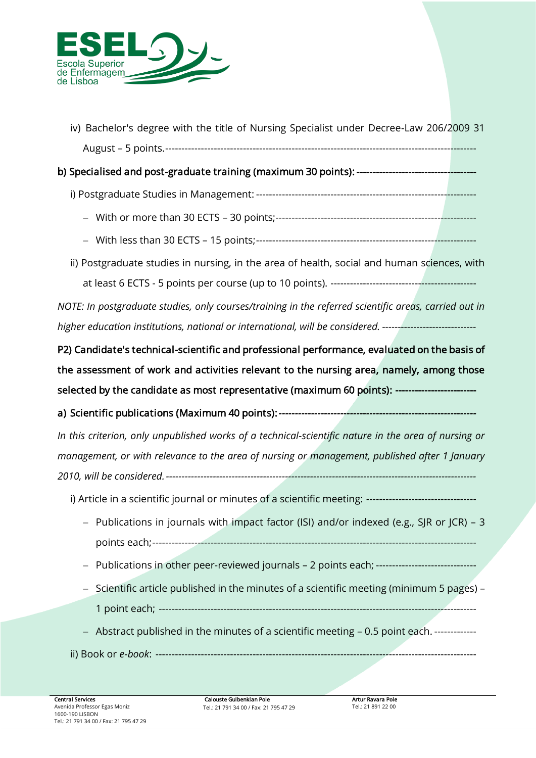iv) Bachelor's degree with the title of Nursing Specialist under Decree-Law 206/2009 31 August – 5 points.------------------------------------------------------------------------------------------------

**b) Specialised and post-graduate training (maximum 30 points): ------------------------------------**

i) Postgraduate Studies in Management: -------------------------------------------------------------------

- With or more than 30 ECTS – 30 points;-------------------------------------------------------------
- With less than 30 ECTS – 15 points;-----------------------------------------------------------------

ii) Postgraduate studies in nursing, in the area of health, social and human sciences, with at least 6 ECTS - 5 points per course (up to 10 points). --------------------------------------------

*NOTE: In postgraduate studies, only courses/training in the referred scientific areas, carried out in higher education institutions, national or international, will be considered.* -----------------------------

**P2) Candidate's technical-scientific and professional performance, evaluated on the basis of the assessment of work and activities relevant to the nursing area, namely, among those selected by the candidate as most representative (maximum 60 points): ------------------------**

**a) Scientific publications (Maximum 40 points): ----------------------------------------------------------**

*In this criterion, only unpublished works of a technical-scientific nature in the area of nursing or management, or with relevance to the area of nursing or management, published after 1 January 2010, will be considered.* ------------------------------------------------------------------------------------------------

i) Article in a scientific journal or minutes of a scientific meeting: ---------------------------------

- Publications in journals with impact factor (ISI) and/or indexed (e.g., SJR or JCR) – 3 points each;-----------------------------------------------------------------------------------------------
- Publications in other peer-reviewed journals – 2 points each; ------------------------------
- Scientific article published in the minutes of a scientific meeting (minimum 5 pages) – 1 point each; -------------------------------------------------------------------------------------------
- Abstract published in the minutes of a scientific meeting – 0.5 point each. ------------

ii) Book or *e-book*: ---------------------------------------------------------------------------------------------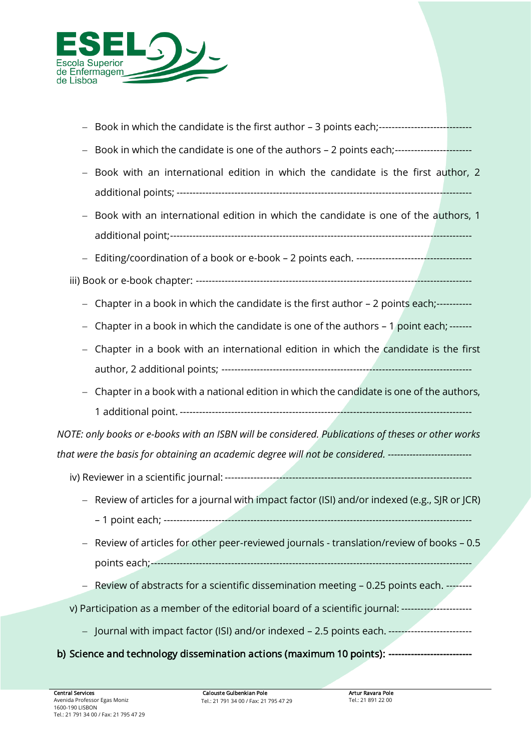- Book in which the candidate is the first author – 3 points each;----------------------------
- Book in which the candidate is one of the authors – 2 points each;-----------------------
- Book with an international edition in which the candidate is the first author, 2 additional points; ----------------------------------------------------------------------------------------
- Book with an international edition in which the candidate is one of the authors, 1 additional point;------------------------------------------------------------------------------------------
- Editing/coordination of a book or e-book – 2 points each. ----------------------------------

iii) Book or e-book chapter: ---------------------------------------------------------------------------------

- Chapter in a book in which the candidate is the first author – 2 points each;-----------
- Chapter in a book in which the candidate is one of the authors – 1 point each; -------
- Chapter in a book with an international edition in which the candidate is the first author, 2 additional points; ---------------------------------------------------------------------------
- Chapter in a book with a national edition in which the candidate is one of the authors, 1 additional point. ----------------------------------------------------------------------------------------

*NOTE: only books or e-books with an ISBN will be considered. Publications of theses or other works that were the basis for obtaining an academic degree will not be considered.* --------------------------

iv) Reviewer in a scientific journal: ----------------------------------------------------------------------------

- Review of articles for a journal with impact factor (ISI) and/or indexed (e.g., SJR or JCR) – 1 point each; ------------------------------------------------------------------------------------------
- Review of articles for other peer-reviewed journals - translation/review of books – 0.5 points each;-------------------------------------------------------------------------------------------
- Review of abstracts for a scientific dissemination meeting – 0.25 points each. --------

v) Participation as a member of the editorial board of a scientific journal: ---------------------

- Journal with impact factor (ISI) and/or indexed – 2.5 points each. -------------------------

**b) Science and technology dissemination actions (maximum 10 points): -------------------------**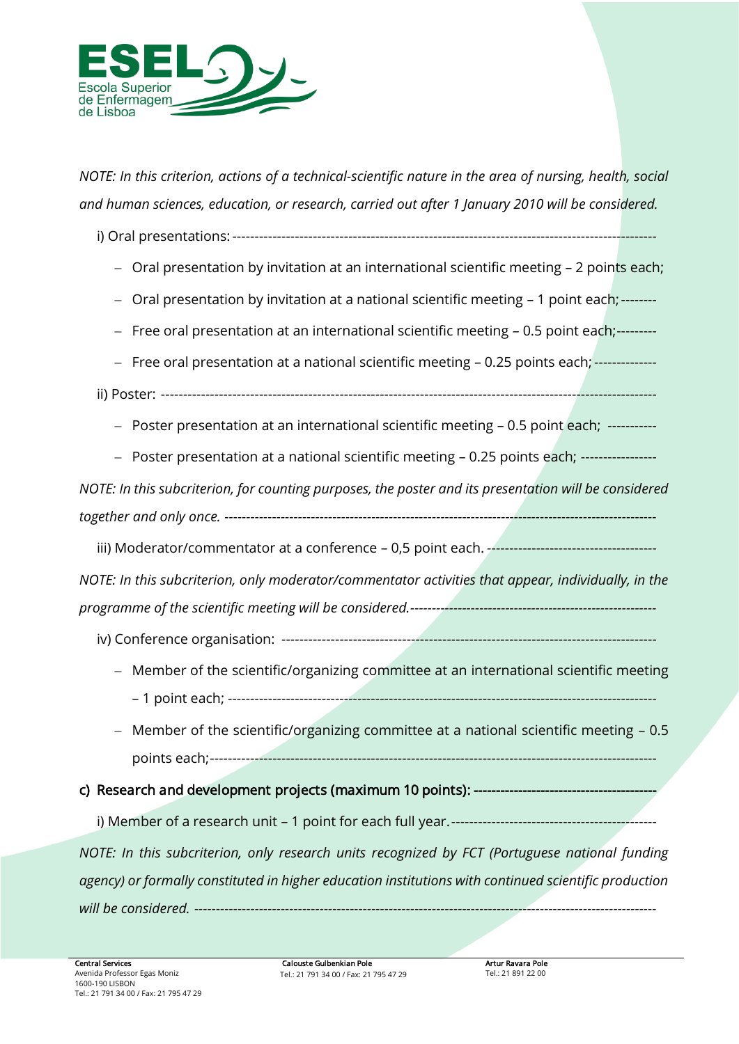*NOTE: In this criterion, actions of a technical-scientific nature in the area of nursing, health, social and human sciences, education, or research, carried out after 1 January 2010 will be considered.*

i) Oral presentations: ------------------------------------------------------------------------------------------

- Oral presentation by invitation at an international scientific meeting – 2 points each;
- Oral presentation by invitation at a national scientific meeting – 1 point each; --------
- Free oral presentation at an international scientific meeting – 0.5 point each;---------
- Free oral presentation at a national scientific meeting – 0.25 points each; -------------

ii) Poster: -----------------------------------------------------------------------------------------------------------

- Poster presentation at an international scientific meeting – 0.5 point each; -----------
- Poster presentation at a national scientific meeting – 0.25 points each; ----------------

*NOTE: In this subcriterion, for counting purposes, the poster and its presentation will be considered together and only once.* -------------------------------------------------------------------------------------------------

iii) Moderator/commentator at a conference – 0,5 point each. -------------------------------------

*NOTE: In this subcriterion, only moderator/commentator activities that appear, individually, in the programme of the scientific meeting will be considered.*-------------------------------------------------------

iv) Conference organisation: --------------------------------------------------------------------------------

- Member of the scientific/organizing committee at an international scientific meeting – 1 point each; ------------------------------------------------------------------------------------------------
- Member of the scientific/organizing committee at a national scientific meeting – 0.5 points each;----------------------------------------------------------------------------------------------------

c) Research and development projects (maximum 10 points): ----------------------------------------

i) Member of a research unit – 1 point for each full year.---------------------------------------------

*NOTE: In this subcriterion, only research units recognized by FCT (Portuguese national funding agency) or formally constituted in higher education institutions with continued scientific production will be considered.* -------------------------------------------------------------------------------------------------------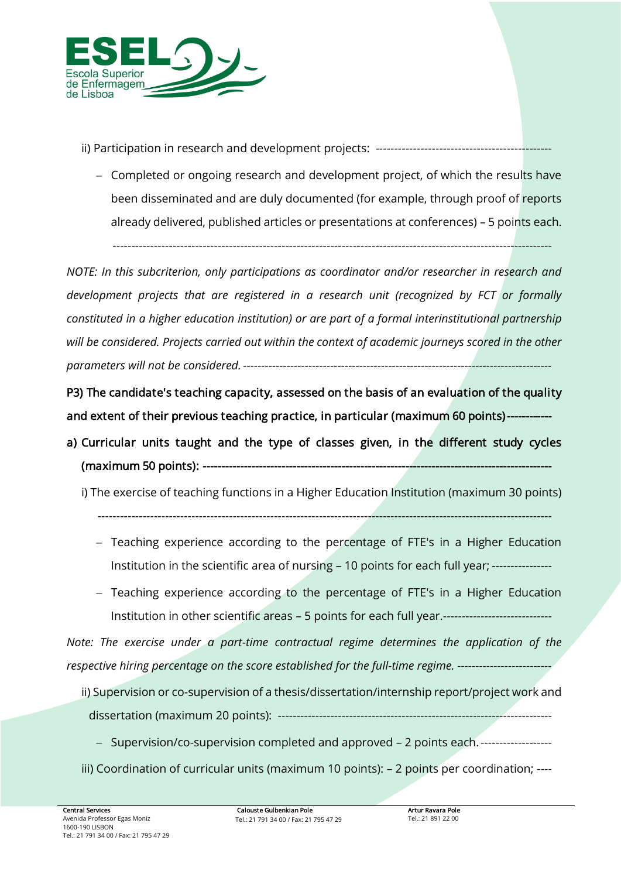ii) Participation in research and development projects: ---------------------------------------------

- Completed or ongoing research and development project, of which the results have been disseminated and are duly documented (for example, through proof of reports already delivered, published articles or presentations at conferences) – 5 points each. ---------------------------------------------------------------------------------------------------------------

*NOTE: In this subcriterion, only participations as coordinator and/or researcher in research and development projects that are registered in a research unit (recognized by FCT or formally constituted in a higher education institution) or are part of a formal interinstitutional partnership will be considered. Projects carried out within the context of academic journeys scored in the other parameters will not be considered.* ----------------------------------------------------------------------------------

**P3) The candidate's teaching capacity, assessed on the basis of an evaluation of the quality and extent of their previous teaching practice, in particular (maximum 60 points)-----------**

**a) Curricular units taught and the type of classes given, in the different study cycles (maximum 50 points): ------------------------------------------------------------------------------------------**

i) The exercise of teaching functions in a Higher Education Institution (maximum 30 points) ---------------------------------------------------------------------------------------------------------------------

- Teaching experience according to the percentage of FTE's in a Higher Education Institution in the scientific area of nursing – 10 points for each full year; ---------------
- Teaching experience according to the percentage of FTE's in a Higher Education Institution in other scientific areas – 5 points for each full year.----------------------------

*Note: The exercise under a part-time contractual regime determines the application of the respective hiring percentage on the score established for the full-time regime.* -------------------------

ii) Supervision or co-supervision of a thesis/dissertation/internship report/project work and dissertation (maximum 20 points): -----------------------------------------------------------------------

- Supervision/co-supervision completed and approved – 2 points each. ------------------

iii) Coordination of curricular units (maximum 10 points): – 2 points per coordination; ----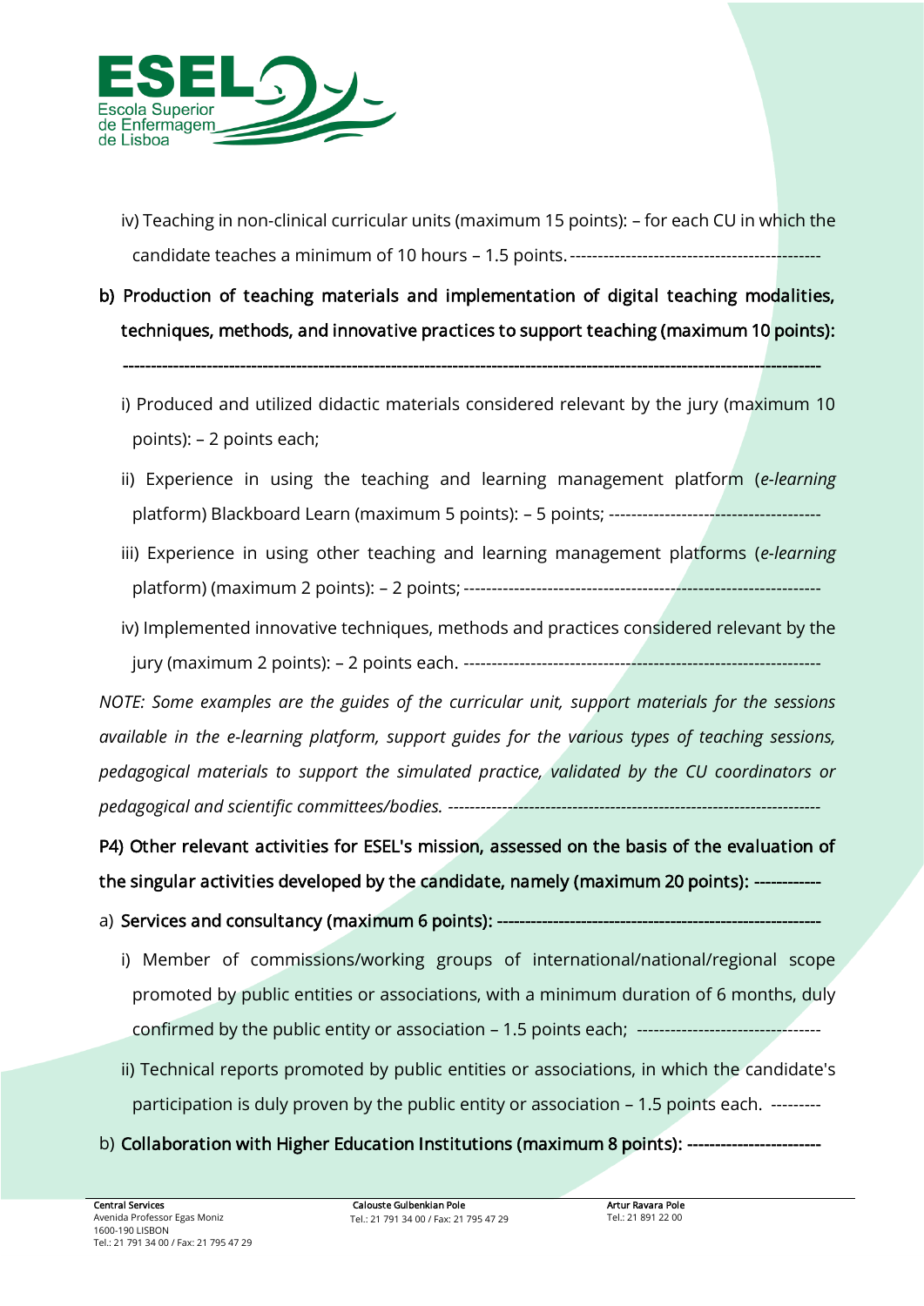iv) Teaching in non-clinical curricular units (maximum 15 points): – for each CU in which the candidate teaches a minimum of 10 hours – 1.5 points. -------------------------------------------

**b) Production of teaching materials and implementation of digital teaching modalities, techniques, methods, and innovative practices to support teaching (maximum 10 points):**

**------------------------------------------------------------------------------------------------------------------------**

i) Produced and utilized didactic materials considered relevant by the jury (maximum 10 points): – 2 points each;

ii) Experience in using the teaching and learning management platform (*e-learning* platform) Blackboard Learn (maximum 5 points): – 5 points; -------------------------------------

iii) Experience in using other teaching and learning management platforms (*e-learning* platform) (maximum 2 points): – 2 points; ---------------------------------------------------------------

iv) Implemented innovative techniques, methods and practices considered relevant by the jury (maximum 2 points): – 2 points each. ---------------------------------------------------------------

*NOTE: Some examples are the guides of the curricular unit, support materials for the sessions available in the e-learning platform, support guides for the various types of teaching sessions, pedagogical materials to support the simulated practice, validated by the CU coordinators or pedagogical and scientific committees/bodies. -------------------------------------------------------------------*

**P4) Other relevant activities for ESEL's mission, assessed on the basis of the evaluation of the singular activities developed by the candidate, namely (maximum 20 points): -----------**

a) **Services and consultancy (maximum 6 points): --------------------------------------------------------**

i) Member of commissions/working groups of international/national/regional scope promoted by public entities or associations, with a minimum duration of 6 months, duly confirmed by the public entity or association – 1.5 points each; --------------------------------

ii) Technical reports promoted by public entities or associations, in which the candidate's participation is duly proven by the public entity or association – 1.5 points each. ---------

b) **Collaboration with Higher Education Institutions (maximum 8 points): -----------------------**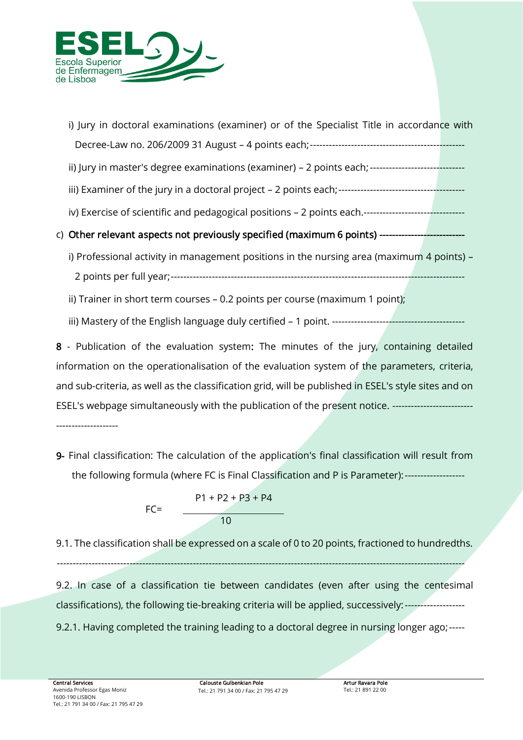i) Jury in doctoral examinations (examiner) or of the Specialist Title in accordance with Decree-Law no. 206/2009 31 August – 4 points each;------------------------------------------------

ii) Jury in master's degree examinations (examiner) – 2 points each; -----------------------------

iii) Examiner of the jury in a doctoral project – 2 points each;---------------------------------------

iv) Exercise of scientific and pedagogical positions – 2 points each.--------------------------------

c) **Other relevant aspects not previously specified (maximum 6 points)** -------------------------

i) Professional activity in management positions in the nursing area (maximum 4 points) – 2 points per full year;------------------------------------------------------------------------------------------

ii) Trainer in short term courses – 0.2 points per course (maximum 1 point);

iii) Mastery of the English language duly certified – 1 point. -----------------------------------------

**8** - Publication of the evaluation system**:** The minutes of the jury, containing detailed information on the operationalisation of the evaluation system of the parameters, criteria, and sub-criteria, as well as the classification grid, will be published in ESEL's style sites and on ESEL's webpage simultaneously with the publication of the present notice. ---------------------------------------------

**9-** Final classification: The calculation of the application's final classification will result from the following formula (where FC is Final Classification and P is Parameter):-------------------

$$FC = \frac{P1 + P2 + P3 + P4}{10}$$

9.1. The classification shall be expressed on a scale of 0 to 20 points, fractioned to hundredths. ------------------------------------------------------------------------------------------------------------------------

9.2. In case of a classification tie between candidates (even after using the centesimal classifications), the following tie-breaking criteria will be applied, successively: ------------------

9.2.1. Having completed the training leading to a doctoral degree in nursing longer ago;-----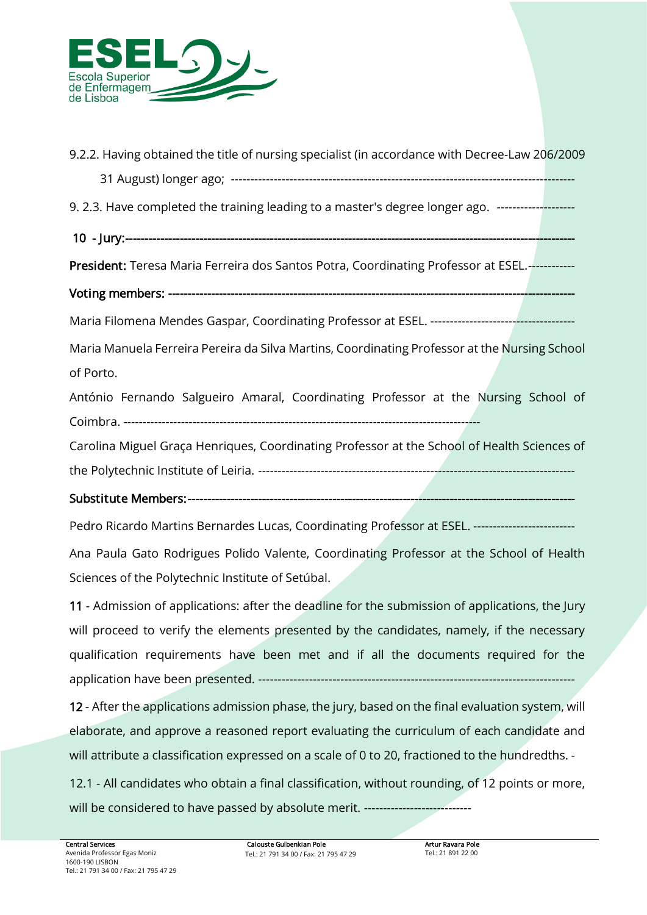9.2.2. Having obtained the title of nursing specialist (in accordance with Decree-Law 206/2009 31 August) longer ago; ------------------------------------------------------------------------------------

9. 2.3. Have completed the training leading to a master's degree longer ago. -------------------

**10 - Jury:**------------------------------------------------------------------------------------------------------------

**President:** Teresa Maria Ferreira dos Santos Potra, Coordinating Professor at ESEL.-----------

**Voting members:** ---------------------------------------------------------------------------------------------------

Maria Filomena Mendes Gaspar, Coordinating Professor at ESEL. ------------------------------------

Maria Manuela Ferreira Pereira da Silva Martins, Coordinating Professor at the Nursing School of Porto.

António Fernando Salgueiro Amaral, Coordinating Professor at the Nursing School of Coimbra. ------------------------------------------------------------------------------------------

Carolina Miguel Graça Henriques, Coordinating Professor at the School of Health Sciences of the Polytechnic Institute of Leiria. -------------------------------------------------------------------------------

**Substitute Members:**----------------------------------------------------------------------------------------------

Pedro Ricardo Martins Bernardes Lucas, Coordinating Professor at ESEL. --------------------------

Ana Paula Gato Rodrigues Polido Valente, Coordinating Professor at the School of Health Sciences of the Polytechnic Institute of Setúbal.

**11** - Admission of applications: after the deadline for the submission of applications, the Jury will proceed to verify the elements presented by the candidates, namely, if the necessary qualification requirements have been met and if all the documents required for the application have been presented. -------------------------------------------------------------------------------

**12** - After the applications admission phase, the jury, based on the final evaluation system, will elaborate, and approve a reasoned report evaluating the curriculum of each candidate and will attribute a classification expressed on a scale of 0 to 20, fractioned to the hundredths. -

12.1 - All candidates who obtain a final classification, without rounding, of 12 points or more, will be considered to have passed by absolute merit. ---------------------------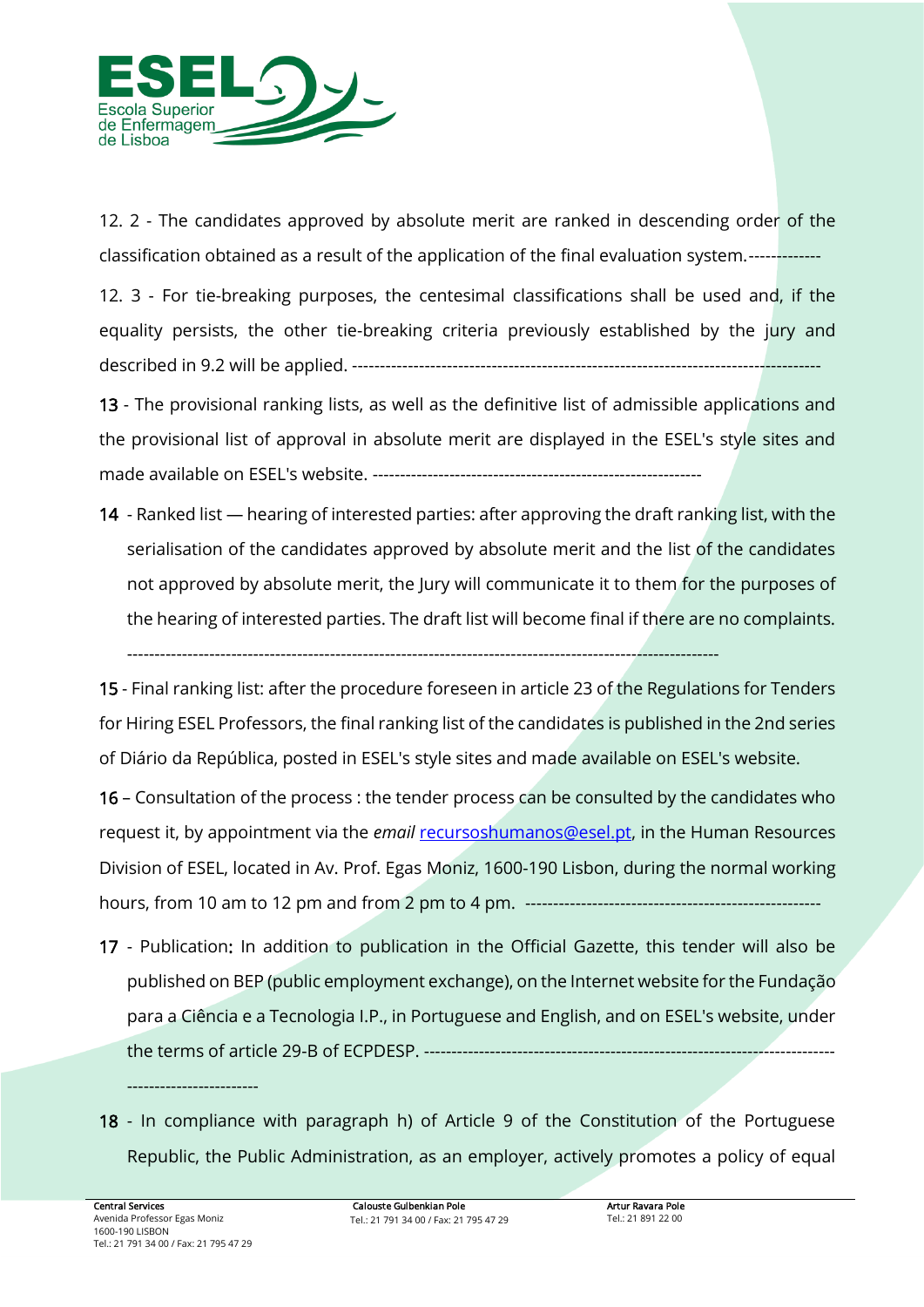12. 2 - The candidates approved by absolute merit are ranked in descending order of the classification obtained as a result of the application of the final evaluation system.-------------

12. 3 - For tie-breaking purposes, the centesimal classifications shall be used and, if the equality persists, the other tie-breaking criteria previously established by the jury and described in 9.2 will be applied. ---------------------------------------------------------------------------------

**13** - The provisional ranking lists, as well as the definitive list of admissible applications and the provisional list of approval in absolute merit are displayed in the ESEL's style sites and made available on ESEL's website. -----------------------------------------------------------

**14** - Ranked list — hearing of interested parties: after approving the draft ranking list, with the serialisation of the candidates approved by absolute merit and the list of the candidates not approved by absolute merit, the Jury will communicate it to them for the purposes of the hearing of interested parties. The draft list will become final if there are no complaints. ----------------------------------------------------------------------------------------------------------

**15** - Final ranking list: after the procedure foreseen in article 23 of the Regulations for Tenders for Hiring ESEL Professors, the final ranking list of the candidates is published in the 2nd series of Diário da República, posted in ESEL's style sites and made available on ESEL's website.

**16** – Consultation of the process : the tender process can be consulted by the candidates who request it, by appointment via the *email* recursoshumanos@esel.pt, in the Human Resources Division of ESEL, located in Av. Prof. Egas Moniz, 1600-190 Lisbon, during the normal working hours, from 10 am to 12 pm and from 2 pm to 4 pm. ----------------------------------------------------

**17** - Publication: In addition to publication in the Official Gazette, this tender will also be published on BEP (public employment exchange), on the Internet website for the Fundação para a Ciência e a Tecnologia I.P., in Portuguese and English, and on ESEL's website, under the terms of article 29-B of ECPDESP. ------------------------------------------------------------------------------------------------

**18** - In compliance with paragraph h) of Article 9 of the Constitution of the Portuguese Republic, the Public Administration, as an employer, actively promotes a policy of equal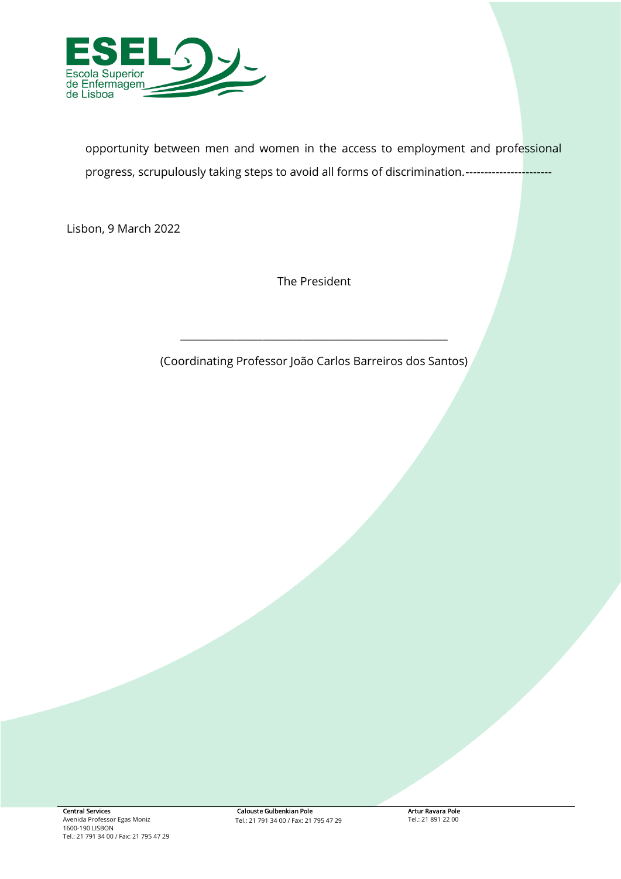opportunity between men and women in the access to employment and professional progress, scrupulously taking steps to avoid all forms of discrimination.----------------------

Lisbon, 9 March 2022

The President

\_\_\_\_\_\_\_\_\_\_\_\_\_\_\_\_\_\_\_\_\_\_\_\_\_\_\_\_\_\_\_\_\_\_\_\_\_\_\_\_\_\_\_\_\_\_\_\_

(Coordinating Professor João Carlos Barreiros dos Santos)